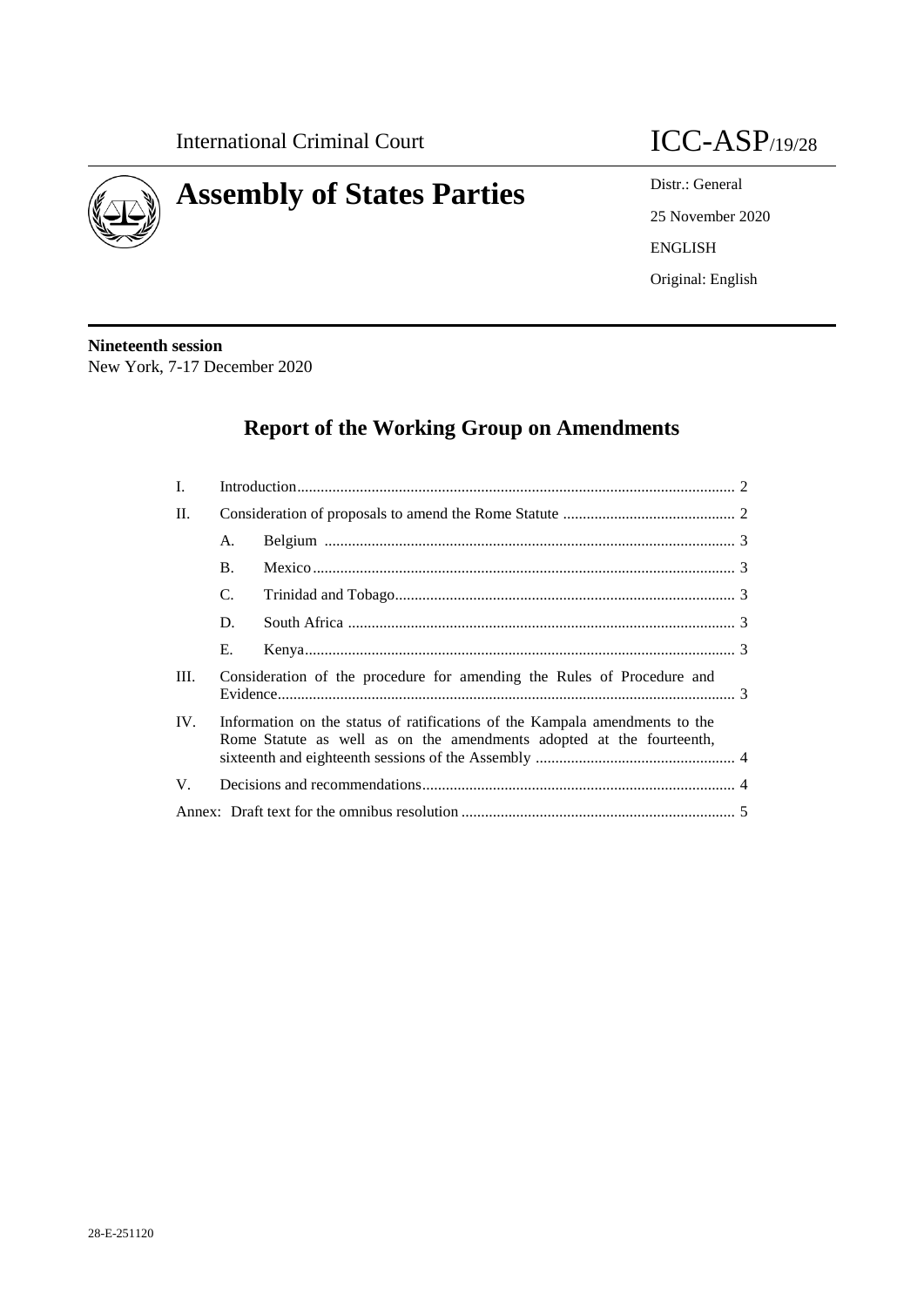International Criminal Court

# Assembly of States Parties

ICC-ASP/19/28

Distr.: General

25 November 2020

ENGLISH

Original: English

**Nineteenth session**
New York, 7-17 December 2020

## Report of the Working Group on Amendments

| | | | |
|---|---|---|---|
| I. | Introduction | | 2 |
| II. | Consideration of proposals to amend the Rome Statute | | 2 |
| | A. | Belgium | 3 |
| | B. | Mexico | 3 |
| | C. | Trinidad and Tobago | 3 |
| | D. | South Africa | 3 |
| | E. | Kenya | 3 |
| III. | Consideration of the procedure for amending the Rules of Procedure and Evidence | | 3 |
| IV. | Information on the status of ratifications of the Kampala amendments to the Rome Statute as well as on the amendments adopted at the fourteenth, sixteenth and eighteenth sessions of the Assembly | | 4 |
| V. | Decisions and recommendations | | 4 |
| Annex: | Draft text for the omnibus resolution | | 5 |

28-E-251120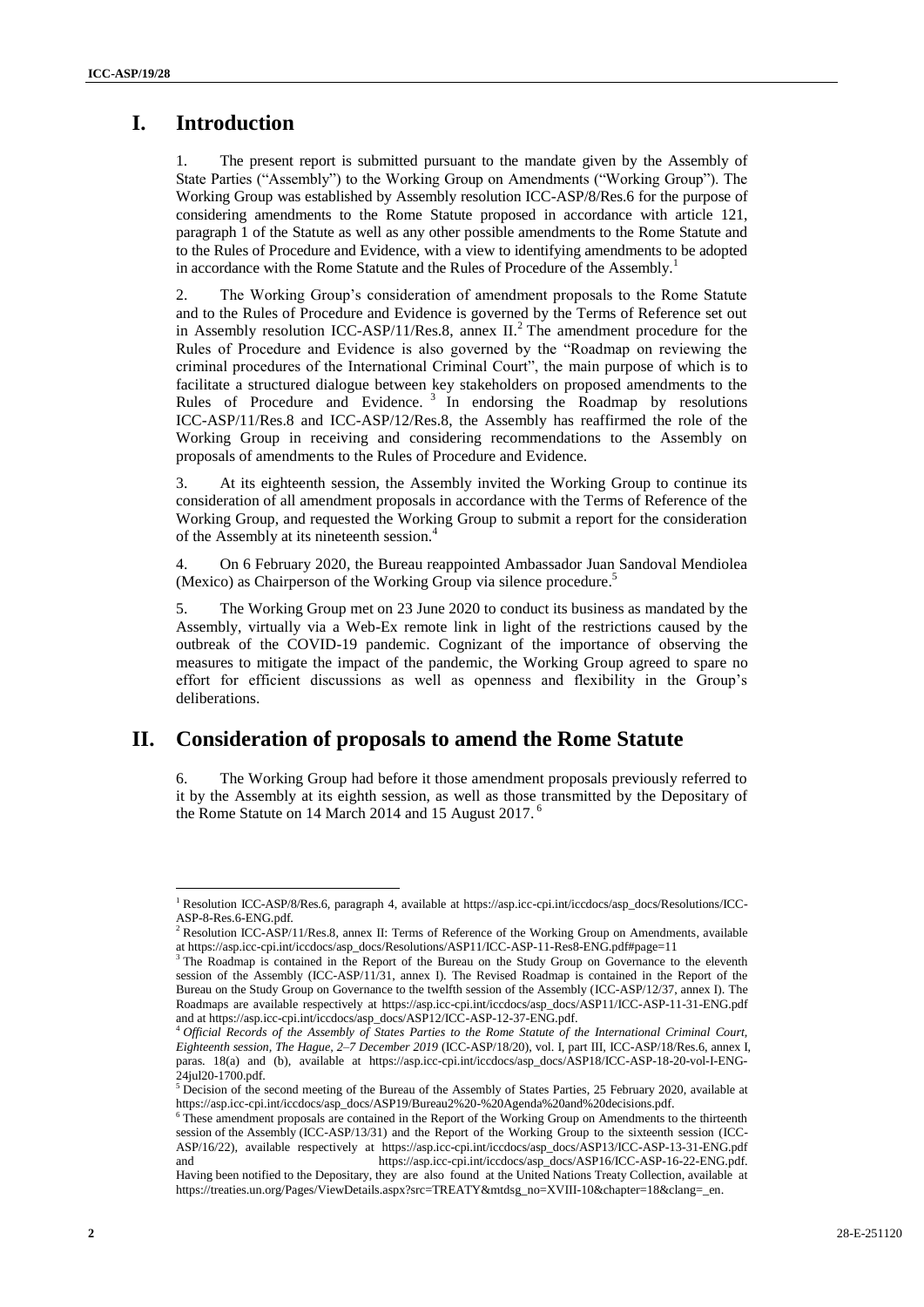# I. Introduction

1. The present report is submitted pursuant to the mandate given by the Assembly of State Parties ("Assembly") to the Working Group on Amendments ("Working Group"). The Working Group was established by Assembly resolution ICC-ASP/8/Res.6 for the purpose of considering amendments to the Rome Statute proposed in accordance with article 121, paragraph 1 of the Statute as well as any other possible amendments to the Rome Statute and to the Rules of Procedure and Evidence, with a view to identifying amendments to be adopted in accordance with the Rome Statute and the Rules of Procedure of the Assembly.[1]

2. The Working Group's consideration of amendment proposals to the Rome Statute and to the Rules of Procedure and Evidence is governed by the Terms of Reference set out in Assembly resolution ICC-ASP/11/Res.8, annex II.[2] The amendment procedure for the Rules of Procedure and Evidence is also governed by the "Roadmap on reviewing the criminal procedures of the International Criminal Court", the main purpose of which is to facilitate a structured dialogue between key stakeholders on proposed amendments to the Rules of Procedure and Evidence.[3] In endorsing the Roadmap by resolutions ICC-ASP/11/Res.8 and ICC-ASP/12/Res.8, the Assembly has reaffirmed the role of the Working Group in receiving and considering recommendations to the Assembly on proposals of amendments to the Rules of Procedure and Evidence.

3. At its eighteenth session, the Assembly invited the Working Group to continue its consideration of all amendment proposals in accordance with the Terms of Reference of the Working Group, and requested the Working Group to submit a report for the consideration of the Assembly at its nineteenth session.[4]

4. On 6 February 2020, the Bureau reappointed Ambassador Juan Sandoval Mendiolea (Mexico) as Chairperson of the Working Group via silence procedure.[5]

5. The Working Group met on 23 June 2020 to conduct its business as mandated by the Assembly, virtually via a Web-Ex remote link in light of the restrictions caused by the outbreak of the COVID-19 pandemic. Cognizant of the importance of observing the measures to mitigate the impact of the pandemic, the Working Group agreed to spare no effort for efficient discussions as well as openness and flexibility in the Group's deliberations.

# II. Consideration of proposals to amend the Rome Statute

6. The Working Group had before it those amendment proposals previously referred to it by the Assembly at its eighth session, as well as those transmitted by the Depositary of the Rome Statute on 14 March 2014 and 15 August 2017.[6]

---

[1] Resolution ICC-ASP/8/Res.6, paragraph 4, available at https://asp.icc-cpi.int/iccdocs/asp_docs/Resolutions/ICC-ASP-8-Res.6-ENG.pdf.

[2] Resolution ICC-ASP/11/Res.8, annex II: Terms of Reference of the Working Group on Amendments, available at https://asp.icc-cpi.int/iccdocs/asp_docs/Resolutions/ASP11/ICC-ASP-11-Res8-ENG.pdf#page=11

[3] The Roadmap is contained in the Report of the Bureau on the Study Group on Governance to the eleventh session of the Assembly (ICC-ASP/11/31, annex I). The Revised Roadmap is contained in the Report of the Bureau on the Study Group on Governance to the twelfth session of the Assembly (ICC-ASP/12/37, annex I). The Roadmaps are available respectively at https://asp.icc-cpi.int/iccdocs/asp_docs/ASP11/ICC-ASP-11-31-ENG.pdf and at https://asp.icc-cpi.int/iccdocs/asp_docs/ASP12/ICC-ASP-12-37-ENG.pdf.

[4] *Official Records of the Assembly of States Parties to the Rome Statute of the International Criminal Court, Eighteenth session, The Hague, 2–7 December 2019* (ICC-ASP/18/20), vol. I, part III, ICC-ASP/18/Res.6, annex I, paras. 18(a) and (b), available at https://asp.icc-cpi.int/iccdocs/asp_docs/ASP18/ICC-ASP-18-20-vol-I-ENG-24jul20-1700.pdf.

[5] Decision of the second meeting of the Bureau of the Assembly of States Parties, 25 February 2020, available at https://asp.icc-cpi.int/iccdocs/asp_docs/ASP19/Bureau2%20-%20Agenda%20and%20decisions.pdf.

[6] These amendment proposals are contained in the Report of the Working Group on Amendments to the thirteenth session of the Assembly (ICC-ASP/13/31) and the Report of the Working Group to the sixteenth session (ICC-ASP/16/22), available respectively at https://asp.icc-cpi.int/iccdocs/asp_docs/ASP13/ICC-ASP-13-31-ENG.pdf and https://asp.icc-cpi.int/iccdocs/asp_docs/ASP16/ICC-ASP-16-22-ENG.pdf. Having been notified to the Depositary, they are also found at the United Nations Treaty Collection, available at https://treaties.un.org/Pages/ViewDetails.aspx?src=TREATY&mtdsg_no=XVIII-10&chapter=18&clang=_en.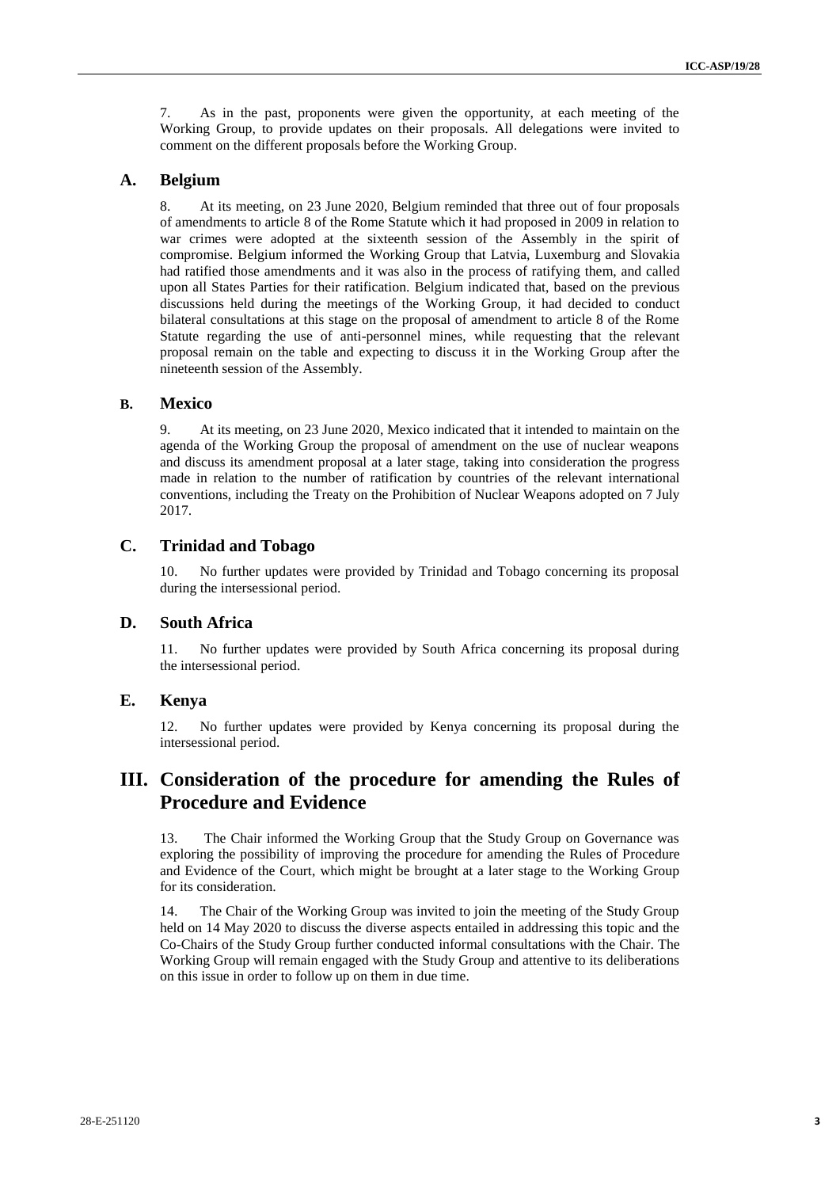7. As in the past, proponents were given the opportunity, at each meeting of the Working Group, to provide updates on their proposals. All delegations were invited to comment on the different proposals before the Working Group.

### A. Belgium

8. At its meeting, on 23 June 2020, Belgium reminded that three out of four proposals of amendments to article 8 of the Rome Statute which it had proposed in 2009 in relation to war crimes were adopted at the sixteenth session of the Assembly in the spirit of compromise. Belgium informed the Working Group that Latvia, Luxemburg and Slovakia had ratified those amendments and it was also in the process of ratifying them, and called upon all States Parties for their ratification. Belgium indicated that, based on the previous discussions held during the meetings of the Working Group, it had decided to conduct bilateral consultations at this stage on the proposal of amendment to article 8 of the Rome Statute regarding the use of anti-personnel mines, while requesting that the relevant proposal remain on the table and expecting to discuss it in the Working Group after the nineteenth session of the Assembly.

### B. Mexico

9. At its meeting, on 23 June 2020, Mexico indicated that it intended to maintain on the agenda of the Working Group the proposal of amendment on the use of nuclear weapons and discuss its amendment proposal at a later stage, taking into consideration the progress made in relation to the number of ratification by countries of the relevant international conventions, including the Treaty on the Prohibition of Nuclear Weapons adopted on 7 July 2017.

### C. Trinidad and Tobago

10. No further updates were provided by Trinidad and Tobago concerning its proposal during the intersessional period.

### D. South Africa

11. No further updates were provided by South Africa concerning its proposal during the intersessional period.

### E. Kenya

12. No further updates were provided by Kenya concerning its proposal during the intersessional period.

## III. Consideration of the procedure for amending the Rules of Procedure and Evidence

13. The Chair informed the Working Group that the Study Group on Governance was exploring the possibility of improving the procedure for amending the Rules of Procedure and Evidence of the Court, which might be brought at a later stage to the Working Group for its consideration.

14. The Chair of the Working Group was invited to join the meeting of the Study Group held on 14 May 2020 to discuss the diverse aspects entailed in addressing this topic and the Co-Chairs of the Study Group further conducted informal consultations with the Chair. The Working Group will remain engaged with the Study Group and attentive to its deliberations on this issue in order to follow up on them in due time.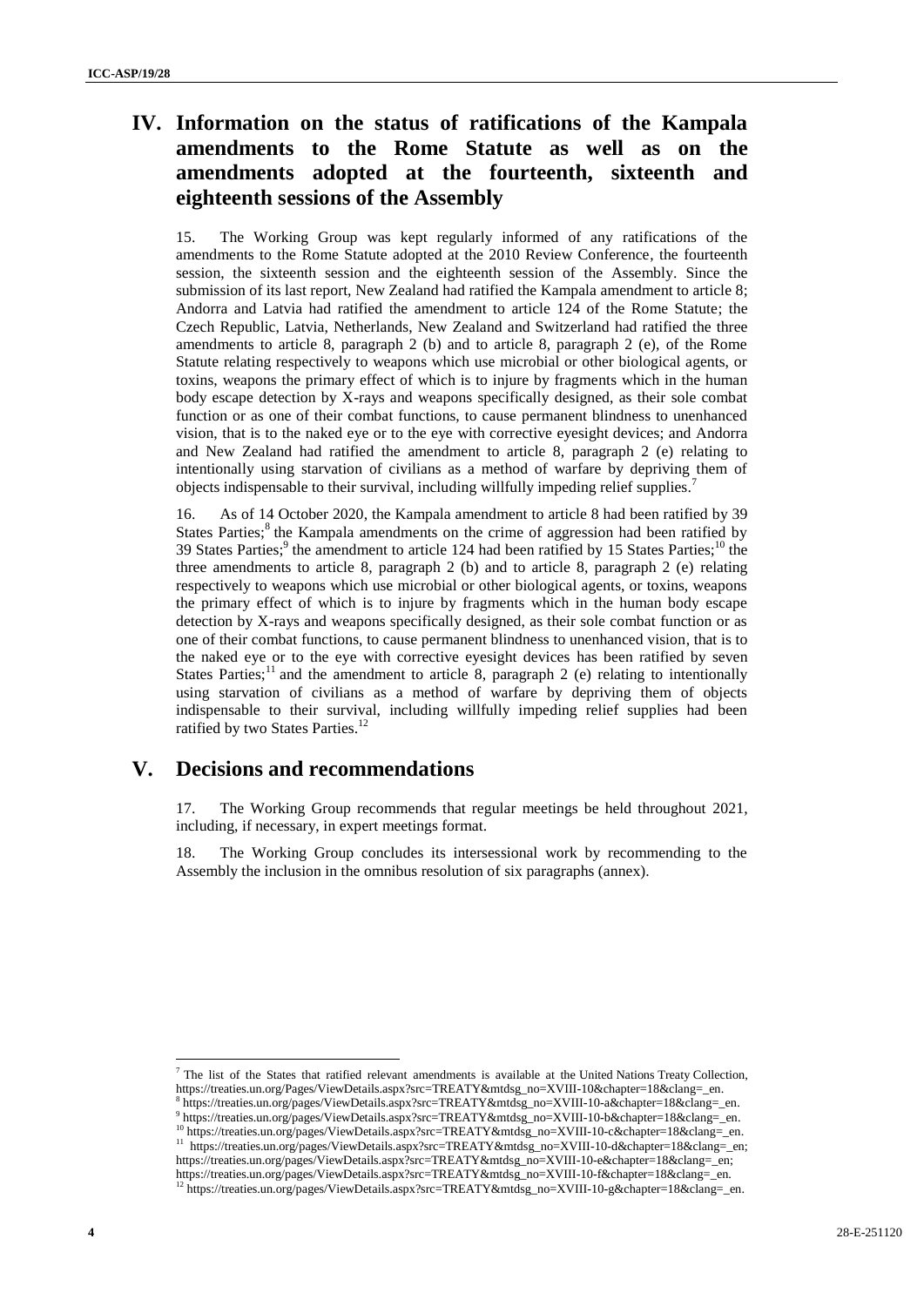## IV. Information on the status of ratifications of the Kampala amendments to the Rome Statute as well as on the amendments adopted at the fourteenth, sixteenth and eighteenth sessions of the Assembly

15. The Working Group was kept regularly informed of any ratifications of the amendments to the Rome Statute adopted at the 2010 Review Conference, the fourteenth session, the sixteenth session and the eighteenth session of the Assembly. Since the submission of its last report, New Zealand had ratified the Kampala amendment to article 8; Andorra and Latvia had ratified the amendment to article 124 of the Rome Statute; the Czech Republic, Latvia, Netherlands, New Zealand and Switzerland had ratified the three amendments to article 8, paragraph 2 (b) and to article 8, paragraph 2 (e), of the Rome Statute relating respectively to weapons which use microbial or other biological agents, or toxins, weapons the primary effect of which is to injure by fragments which in the human body escape detection by X-rays and weapons specifically designed, as their sole combat function or as one of their combat functions, to cause permanent blindness to unenhanced vision, that is to the naked eye or to the eye with corrective eyesight devices; and Andorra and New Zealand had ratified the amendment to article 8, paragraph 2 (e) relating to intentionally using starvation of civilians as a method of warfare by depriving them of objects indispensable to their survival, including willfully impeding relief supplies.[7]

16. As of 14 October 2020, the Kampala amendment to article 8 had been ratified by 39 States Parties;[8] the Kampala amendments on the crime of aggression had been ratified by 39 States Parties;[9] the amendment to article 124 had been ratified by 15 States Parties;[10] the three amendments to article 8, paragraph 2 (b) and to article 8, paragraph 2 (e) relating respectively to weapons which use microbial or other biological agents, or toxins, weapons the primary effect of which is to injure by fragments which in the human body escape detection by X-rays and weapons specifically designed, as their sole combat function or as one of their combat functions, to cause permanent blindness to unenhanced vision, that is to the naked eye or to the eye with corrective eyesight devices has been ratified by seven States Parties;[11] and the amendment to article 8, paragraph 2 (e) relating to intentionally using starvation of civilians as a method of warfare by depriving them of objects indispensable to their survival, including willfully impeding relief supplies had been ratified by two States Parties.[12]

## V. Decisions and recommendations

17. The Working Group recommends that regular meetings be held throughout 2021, including, if necessary, in expert meetings format.

18. The Working Group concludes its intersessional work by recommending to the Assembly the inclusion in the omnibus resolution of six paragraphs (annex).

---

[7] The list of the States that ratified relevant amendments is available at the United Nations Treaty Collection, https://treaties.un.org/Pages/ViewDetails.aspx?src=TREATY&mtdsg_no=XVIII-10&chapter=18&clang=_en.

[8] https://treaties.un.org/pages/ViewDetails.aspx?src=TREATY&mtdsg_no=XVIII-10-a&chapter=18&clang=_en.

[9] https://treaties.un.org/pages/ViewDetails.aspx?src=TREATY&mtdsg_no=XVIII-10-b&chapter=18&clang=_en.

[10] https://treaties.un.org/pages/ViewDetails.aspx?src=TREATY&mtdsg_no=XVIII-10-c&chapter=18&clang=_en.

[11] https://treaties.un.org/pages/ViewDetails.aspx?src=TREATY&mtdsg_no=XVIII-10-d&chapter=18&clang=_en; https://treaties.un.org/pages/ViewDetails.aspx?src=TREATY&mtdsg_no=XVIII-10-e&chapter=18&clang=_en; https://treaties.un.org/pages/ViewDetails.aspx?src=TREATY&mtdsg_no=XVIII-10-f&chapter=18&clang=_en.

[12] https://treaties.un.org/pages/ViewDetails.aspx?src=TREATY&mtdsg_no=XVIII-10-g&chapter=18&clang=_en.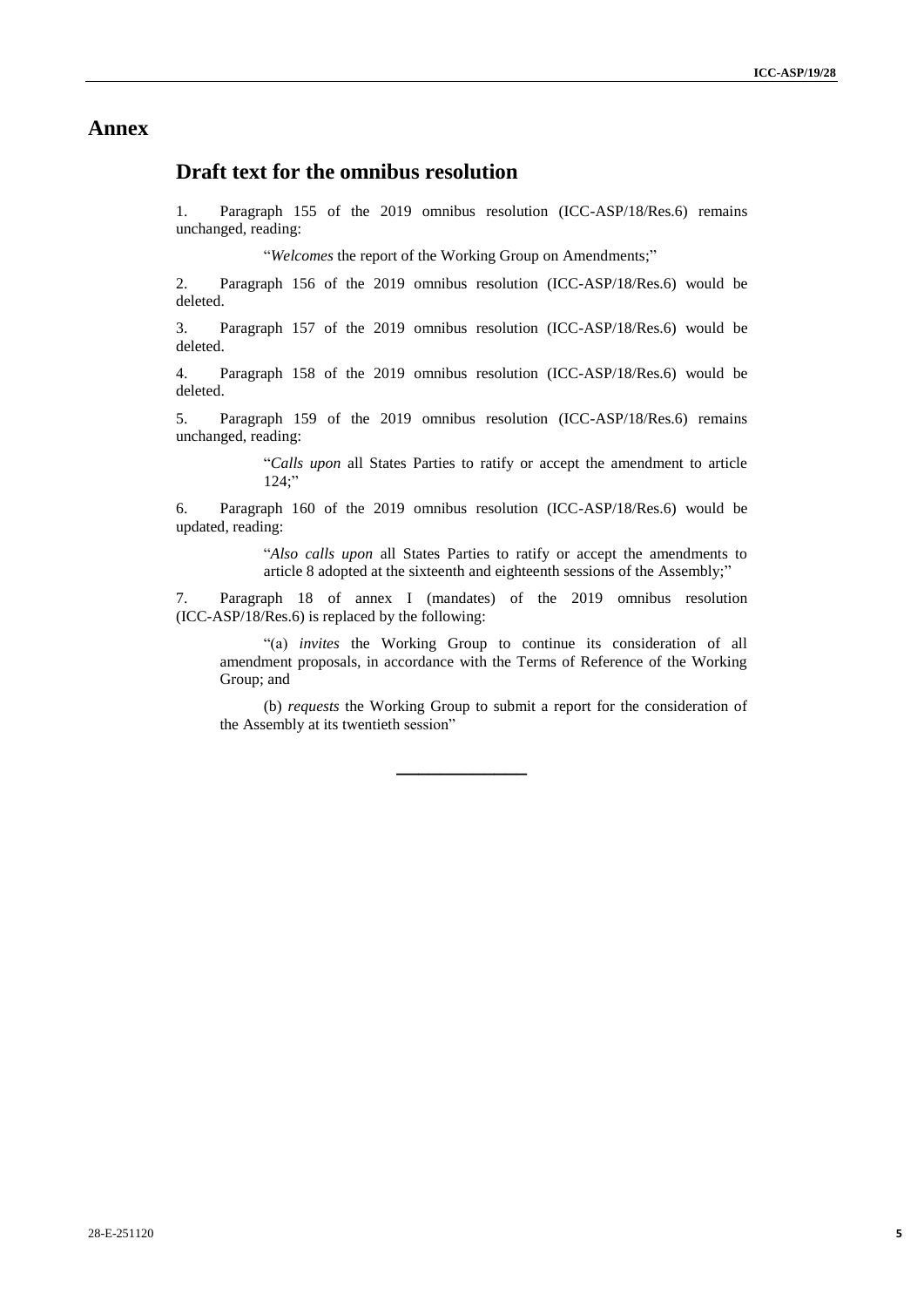# Annex

## Draft text for the omnibus resolution

1. Paragraph 155 of the 2019 omnibus resolution (ICC-ASP/18/Res.6) remains unchanged, reading:

> "*Welcomes* the report of the Working Group on Amendments;"

2. Paragraph 156 of the 2019 omnibus resolution (ICC-ASP/18/Res.6) would be deleted.

3. Paragraph 157 of the 2019 omnibus resolution (ICC-ASP/18/Res.6) would be deleted.

4. Paragraph 158 of the 2019 omnibus resolution (ICC-ASP/18/Res.6) would be deleted.

5. Paragraph 159 of the 2019 omnibus resolution (ICC-ASP/18/Res.6) remains unchanged, reading:

> "*Calls upon* all States Parties to ratify or accept the amendment to article 124;"

6. Paragraph 160 of the 2019 omnibus resolution (ICC-ASP/18/Res.6) would be updated, reading:

> "*Also calls upon* all States Parties to ratify or accept the amendments to article 8 adopted at the sixteenth and eighteenth sessions of the Assembly;"

7. Paragraph 18 of annex I (mandates) of the 2019 omnibus resolution (ICC-ASP/18/Res.6) is replaced by the following:

> "(a) *invites* the Working Group to continue its consideration of all amendment proposals, in accordance with the Terms of Reference of the Working Group; and
>
> (b) *requests* the Working Group to submit a report for the consideration of the Assembly at its twentieth session"

---